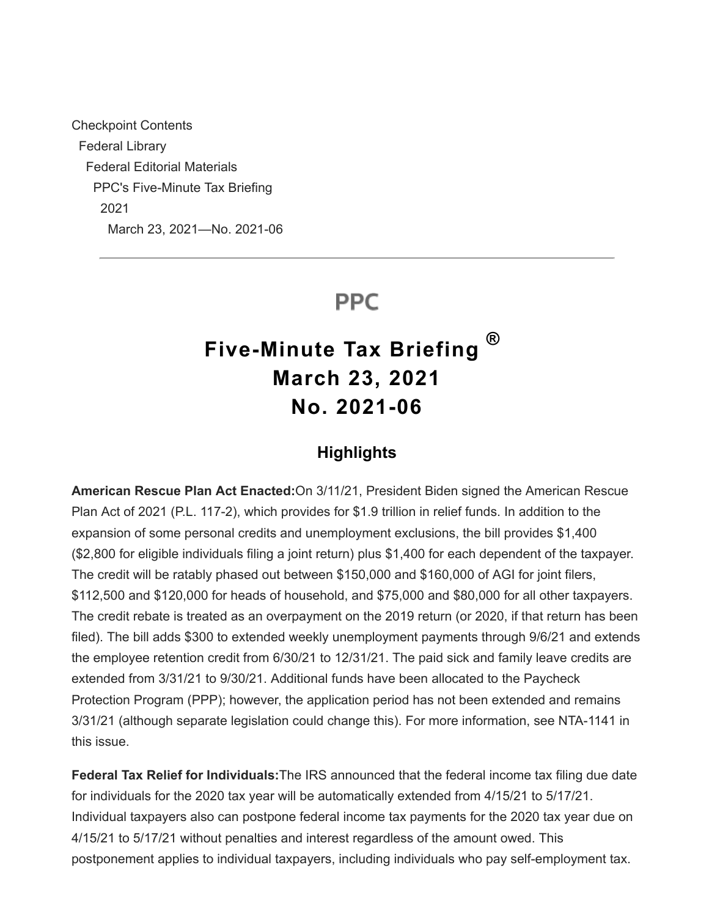Checkpoint Contents
Federal Library
Federal Editorial Materials
PPC's Five-Minute Tax Briefing
2021
March 23, 2021—No. 2021-06

---

PPC

# Five-Minute Tax Briefing ® March 23, 2021 No. 2021-06

## Highlights

**American Rescue Plan Act Enacted:** On 3/11/21, President Biden signed the American Rescue Plan Act of 2021 (P.L. 117-2), which provides for $1.9 trillion in relief funds. In addition to the expansion of some personal credits and unemployment exclusions, the bill provides $1,400 ($2,800 for eligible individuals filing a joint return) plus $1,400 for each dependent of the taxpayer. The credit will be ratably phased out between $150,000 and $160,000 of AGI for joint filers, $112,500 and $120,000 for heads of household, and $75,000 and $80,000 for all other taxpayers. The credit rebate is treated as an overpayment on the 2019 return (or 2020, if that return has been filed). The bill adds $300 to extended weekly unemployment payments through 9/6/21 and extends the employee retention credit from 6/30/21 to 12/31/21. The paid sick and family leave credits are extended from 3/31/21 to 9/30/21. Additional funds have been allocated to the Paycheck Protection Program (PPP); however, the application period has not been extended and remains 3/31/21 (although separate legislation could change this). For more information, see NTA-1141 in this issue.

**Federal Tax Relief for Individuals:** The IRS announced that the federal income tax filing due date for individuals for the 2020 tax year will be automatically extended from 4/15/21 to 5/17/21. Individual taxpayers also can postpone federal income tax payments for the 2020 tax year due on 4/15/21 to 5/17/21 without penalties and interest regardless of the amount owed. This postponement applies to individual taxpayers, including individuals who pay self-employment tax.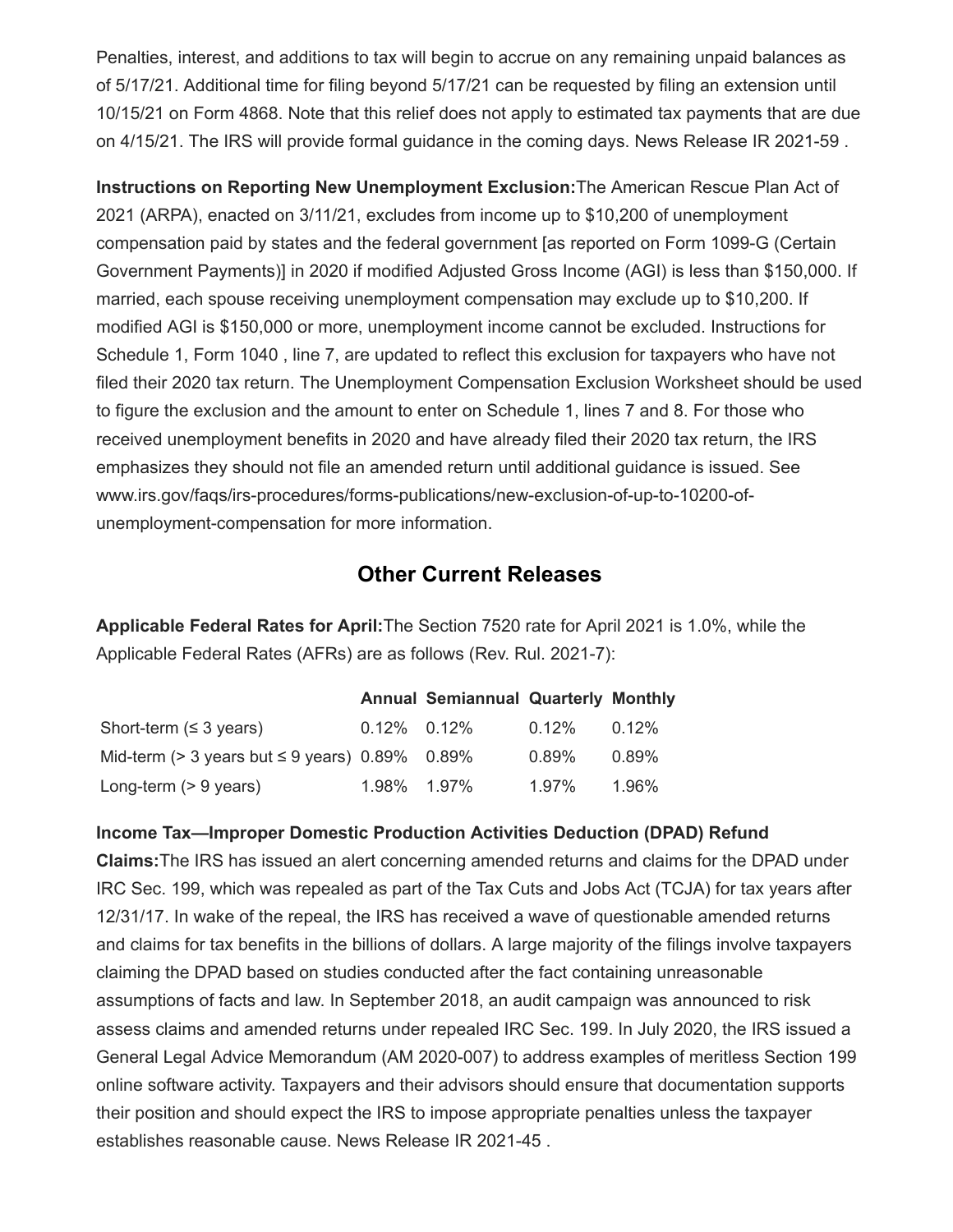Penalties, interest, and additions to tax will begin to accrue on any remaining unpaid balances as of 5/17/21. Additional time for filing beyond 5/17/21 can be requested by filing an extension until 10/15/21 on Form 4868. Note that this relief does not apply to estimated tax payments that are due on 4/15/21. The IRS will provide formal guidance in the coming days. News Release IR 2021-59 .

**Instructions on Reporting New Unemployment Exclusion:**The American Rescue Plan Act of 2021 (ARPA), enacted on 3/11/21, excludes from income up to $10,200 of unemployment compensation paid by states and the federal government [as reported on Form 1099-G (Certain Government Payments)] in 2020 if modified Adjusted Gross Income (AGI) is less than $150,000. If married, each spouse receiving unemployment compensation may exclude up to $10,200. If modified AGI is $150,000 or more, unemployment income cannot be excluded. Instructions for Schedule 1, Form 1040 , line 7, are updated to reflect this exclusion for taxpayers who have not filed their 2020 tax return. The Unemployment Compensation Exclusion Worksheet should be used to figure the exclusion and the amount to enter on Schedule 1, lines 7 and 8. For those who received unemployment benefits in 2020 and have already filed their 2020 tax return, the IRS emphasizes they should not file an amended return until additional guidance is issued. See www.irs.gov/faqs/irs-procedures/forms-publications/new-exclusion-of-up-to-10200-of-unemployment-compensation for more information.

## Other Current Releases

**Applicable Federal Rates for April:**The Section 7520 rate for April 2021 is 1.0%, while the Applicable Federal Rates (AFRs) are as follows (Rev. Rul. 2021-7):

| | Annual | Semiannual | Quarterly | Monthly |
|---|---|---|---|---|
| Short-term (≤ 3 years) | 0.12% | 0.12% | 0.12% | 0.12% |
| Mid-term (> 3 years but ≤ 9 years) | 0.89% | 0.89% | 0.89% | 0.89% |
| Long-term (> 9 years) | 1.98% | 1.97% | 1.97% | 1.96% |

**Income Tax—Improper Domestic Production Activities Deduction (DPAD) Refund Claims:**The IRS has issued an alert concerning amended returns and claims for the DPAD under IRC Sec. 199, which was repealed as part of the Tax Cuts and Jobs Act (TCJA) for tax years after 12/31/17. In wake of the repeal, the IRS has received a wave of questionable amended returns and claims for tax benefits in the billions of dollars. A large majority of the filings involve taxpayers claiming the DPAD based on studies conducted after the fact containing unreasonable assumptions of facts and law. In September 2018, an audit campaign was announced to risk assess claims and amended returns under repealed IRC Sec. 199. In July 2020, the IRS issued a General Legal Advice Memorandum (AM 2020-007) to address examples of meritless Section 199 online software activity. Taxpayers and their advisors should ensure that documentation supports their position and should expect the IRS to impose appropriate penalties unless the taxpayer establishes reasonable cause. News Release IR 2021-45 .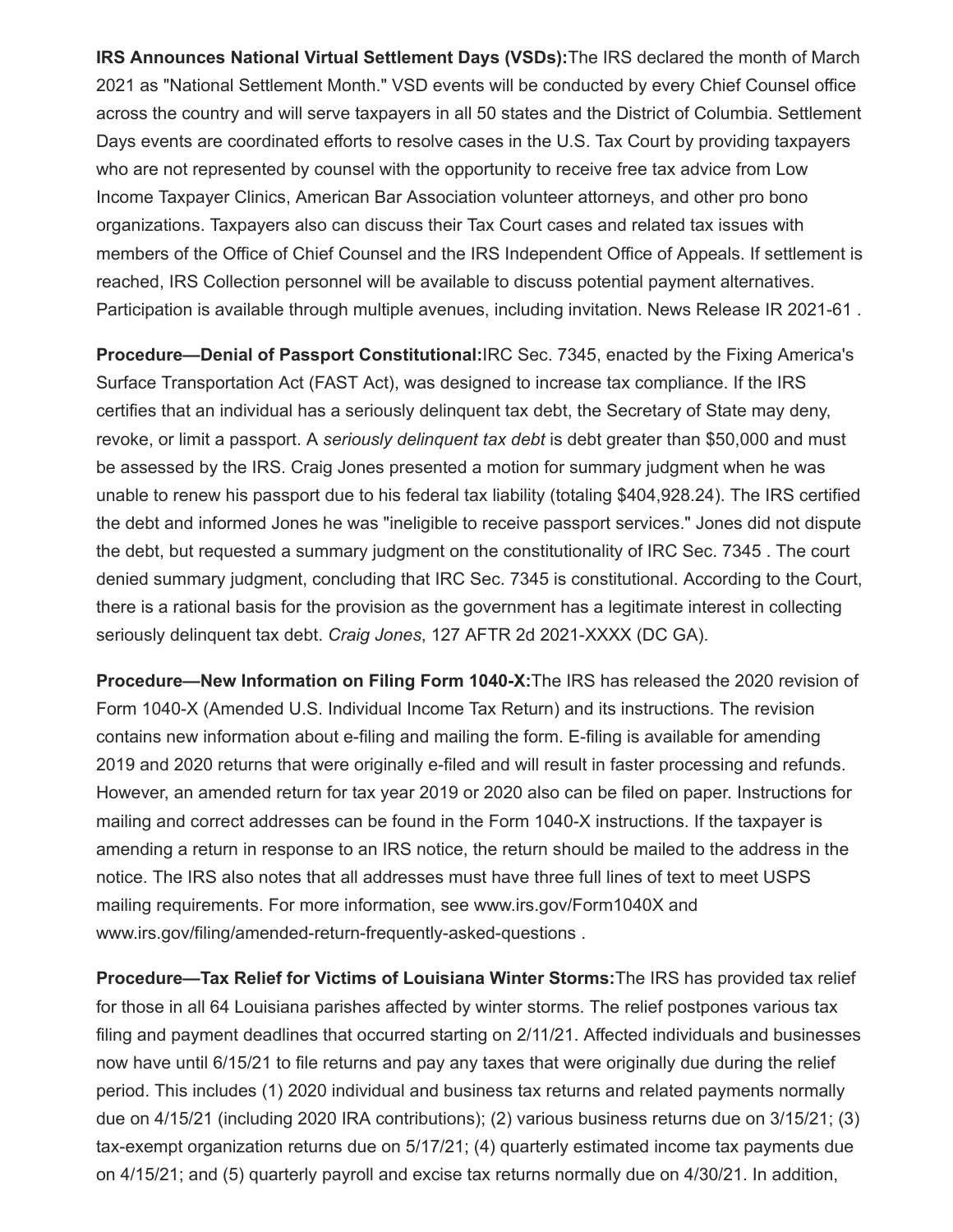**IRS Announces National Virtual Settlement Days (VSDs):**The IRS declared the month of March 2021 as "National Settlement Month." VSD events will be conducted by every Chief Counsel office across the country and will serve taxpayers in all 50 states and the District of Columbia. Settlement Days events are coordinated efforts to resolve cases in the U.S. Tax Court by providing taxpayers who are not represented by counsel with the opportunity to receive free tax advice from Low Income Taxpayer Clinics, American Bar Association volunteer attorneys, and other pro bono organizations. Taxpayers also can discuss their Tax Court cases and related tax issues with members of the Office of Chief Counsel and the IRS Independent Office of Appeals. If settlement is reached, IRS Collection personnel will be available to discuss potential payment alternatives. Participation is available through multiple avenues, including invitation. News Release IR 2021-61 .

**Procedure—Denial of Passport Constitutional:**IRC Sec. 7345, enacted by the Fixing America's Surface Transportation Act (FAST Act), was designed to increase tax compliance. If the IRS certifies that an individual has a seriously delinquent tax debt, the Secretary of State may deny, revoke, or limit a passport. A *seriously delinquent tax debt* is debt greater than $50,000 and must be assessed by the IRS. Craig Jones presented a motion for summary judgment when he was unable to renew his passport due to his federal tax liability (totaling $404,928.24). The IRS certified the debt and informed Jones he was "ineligible to receive passport services." Jones did not dispute the debt, but requested a summary judgment on the constitutionality of IRC Sec. 7345 . The court denied summary judgment, concluding that IRC Sec. 7345 is constitutional. According to the Court, there is a rational basis for the provision as the government has a legitimate interest in collecting seriously delinquent tax debt. *Craig Jones*, 127 AFTR 2d 2021-XXXX (DC GA).

**Procedure—New Information on Filing Form 1040-X:**The IRS has released the 2020 revision of Form 1040-X (Amended U.S. Individual Income Tax Return) and its instructions. The revision contains new information about e-filing and mailing the form. E-filing is available for amending 2019 and 2020 returns that were originally e-filed and will result in faster processing and refunds. However, an amended return for tax year 2019 or 2020 also can be filed on paper. Instructions for mailing and correct addresses can be found in the Form 1040-X instructions. If the taxpayer is amending a return in response to an IRS notice, the return should be mailed to the address in the notice. The IRS also notes that all addresses must have three full lines of text to meet USPS mailing requirements. For more information, see www.irs.gov/Form1040X and www.irs.gov/filing/amended-return-frequently-asked-questions .

**Procedure—Tax Relief for Victims of Louisiana Winter Storms:**The IRS has provided tax relief for those in all 64 Louisiana parishes affected by winter storms. The relief postpones various tax filing and payment deadlines that occurred starting on 2/11/21. Affected individuals and businesses now have until 6/15/21 to file returns and pay any taxes that were originally due during the relief period. This includes (1) 2020 individual and business tax returns and related payments normally due on 4/15/21 (including 2020 IRA contributions); (2) various business returns due on 3/15/21; (3) tax-exempt organization returns due on 5/17/21; (4) quarterly estimated income tax payments due on 4/15/21; and (5) quarterly payroll and excise tax returns normally due on 4/30/21. In addition,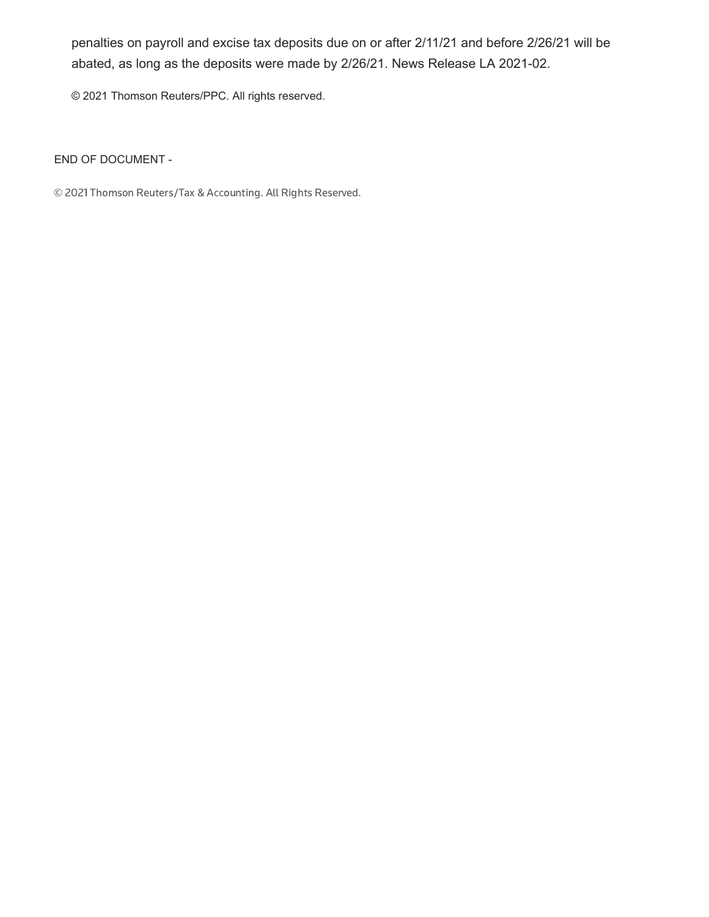penalties on payroll and excise tax deposits due on or after 2/11/21 and before 2/26/21 will be abated, as long as the deposits were made by 2/26/21. News Release LA 2021-02.

© 2021 Thomson Reuters/PPC. All rights reserved.

END OF DOCUMENT -

© 2021 Thomson Reuters/Tax & Accounting. All Rights Reserved.